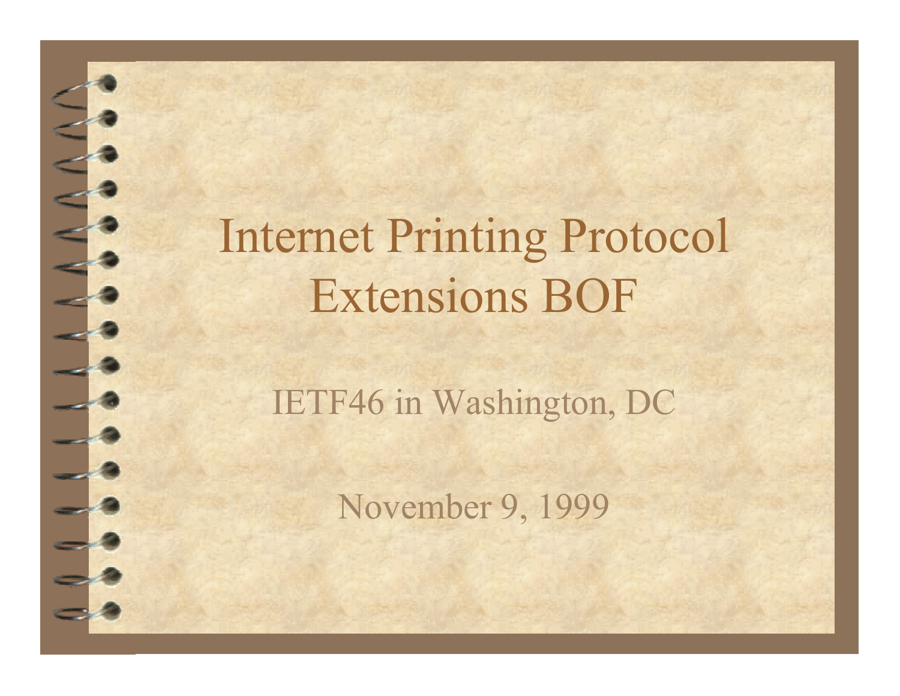# Internet Printing Protocol Extensions BOF

IETF46 in Washington, DC

November 9, 1999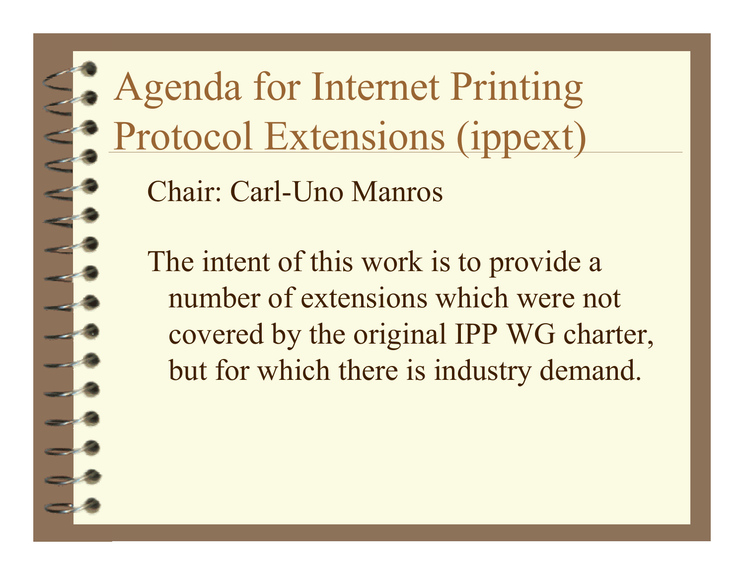# Agenda for Internet Printing Protocol Extensions (ippext)

Chair: Carl-Uno Manros

The intent of this work is to provide a number of extensions which were not covered by the original IPP WG charter, but for which there is industry demand.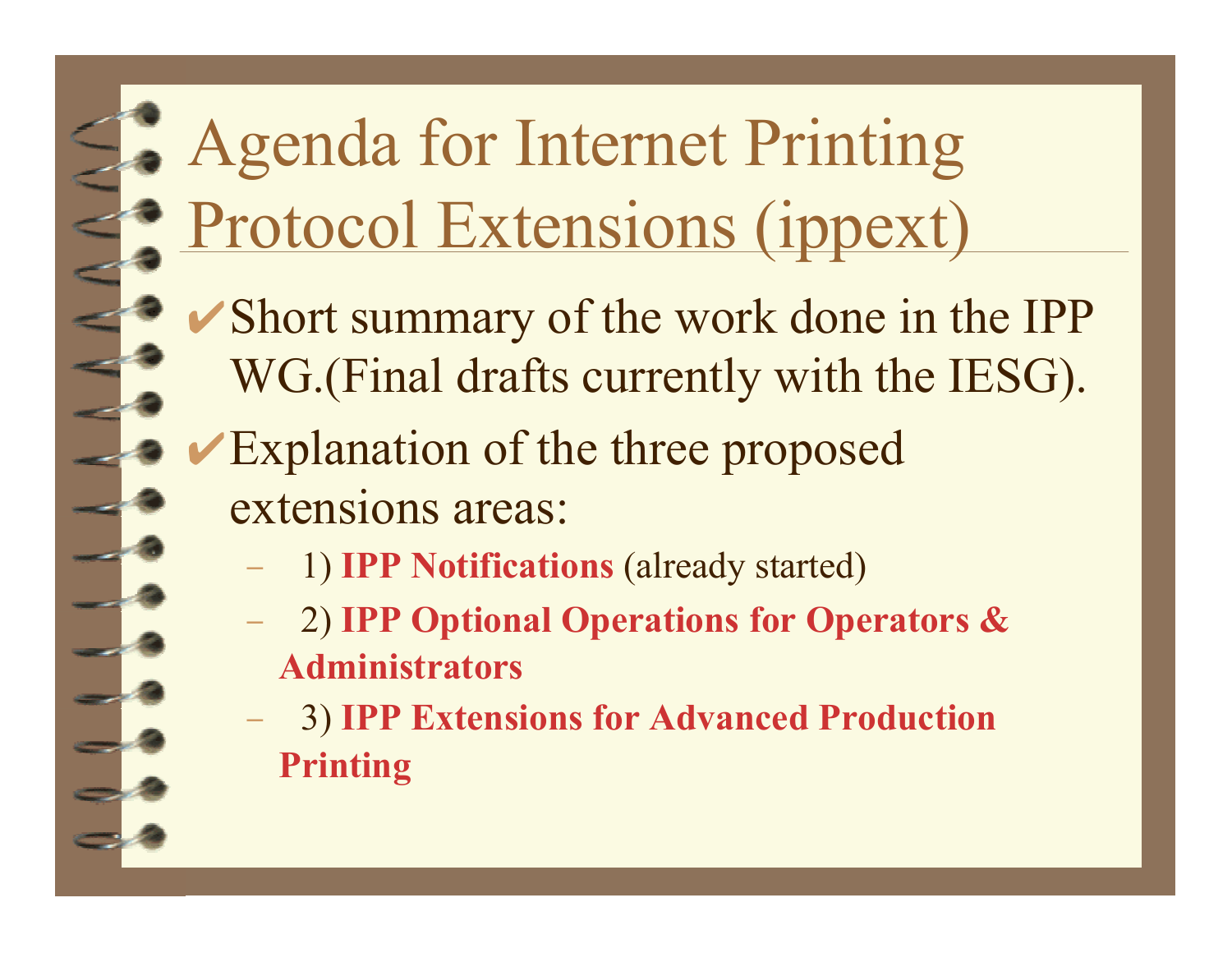# Agenda for Internet Printing Protocol Extensions (ippext)

- ✔ Short summary of the work done in the IPP WG.(Final drafts currently with the IESG).
- ✔ Explanation of the three proposed extensions areas:
  - 1) **IPP Notifications** (already started)
  - 2) **IPP Optional Operations for Operators & Administrators**
  - 3) **IPP Extensions for Advanced Production Printing**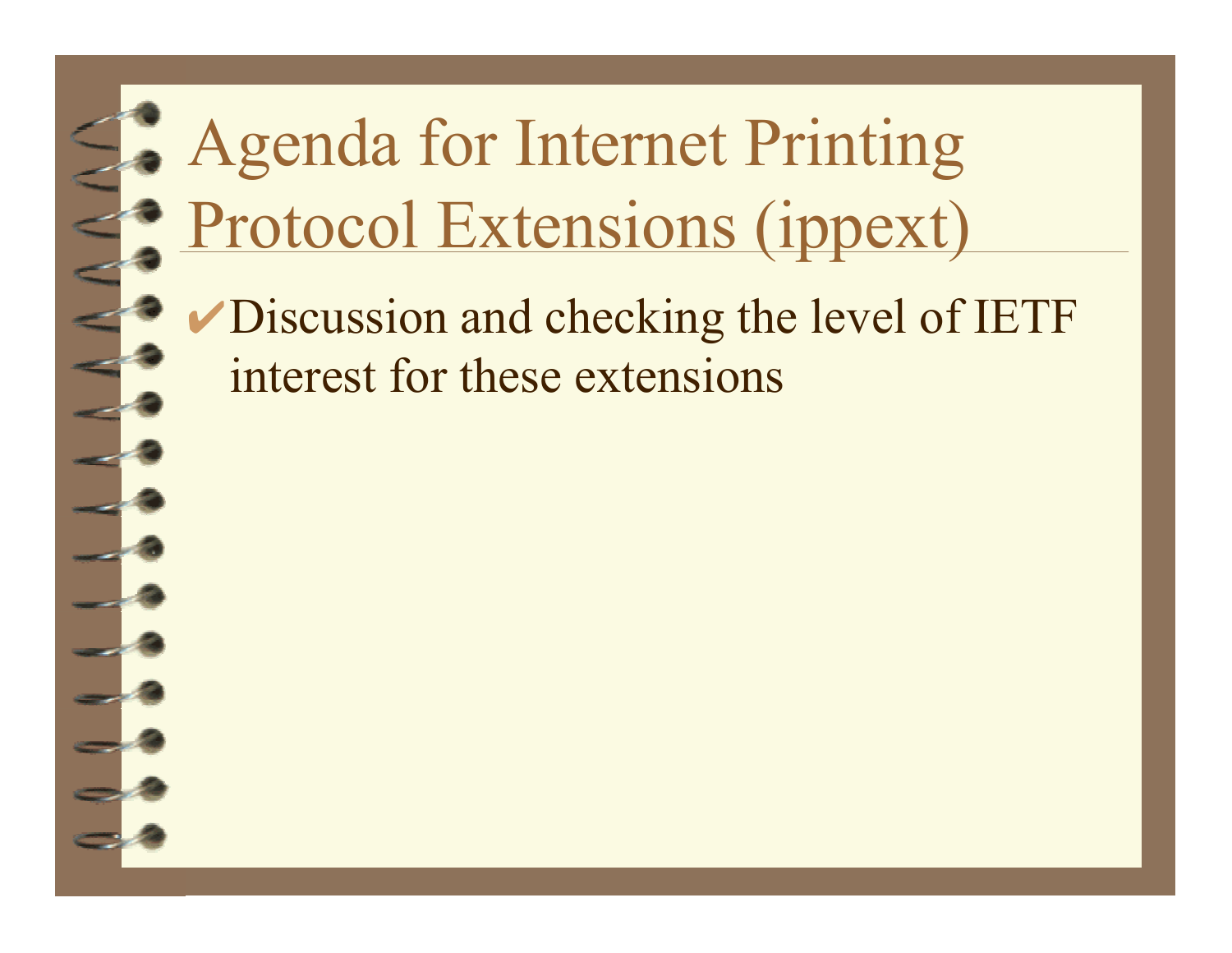# Agenda for Internet Printing Protocol Extensions (ippext)

- ✔ Discussion and checking the level of IETF interest for these extensions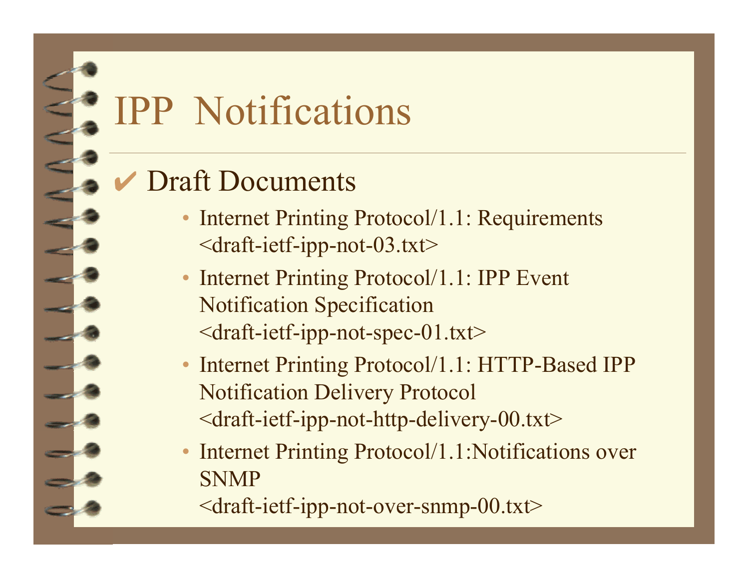# IPP Notifications

- ✔ Draft Documents
  - Internet Printing Protocol/1.1: Requirements <draft-ietf-ipp-not-03.txt>
  - Internet Printing Protocol/1.1: IPP Event Notification Specification <draft-ietf-ipp-not-spec-01.txt>
  - Internet Printing Protocol/1.1: HTTP-Based IPP Notification Delivery Protocol <draft-ietf-ipp-not-http-delivery-00.txt>
  - Internet Printing Protocol/1.1:Notifications over SNMP <draft-ietf-ipp-not-over-snmp-00.txt>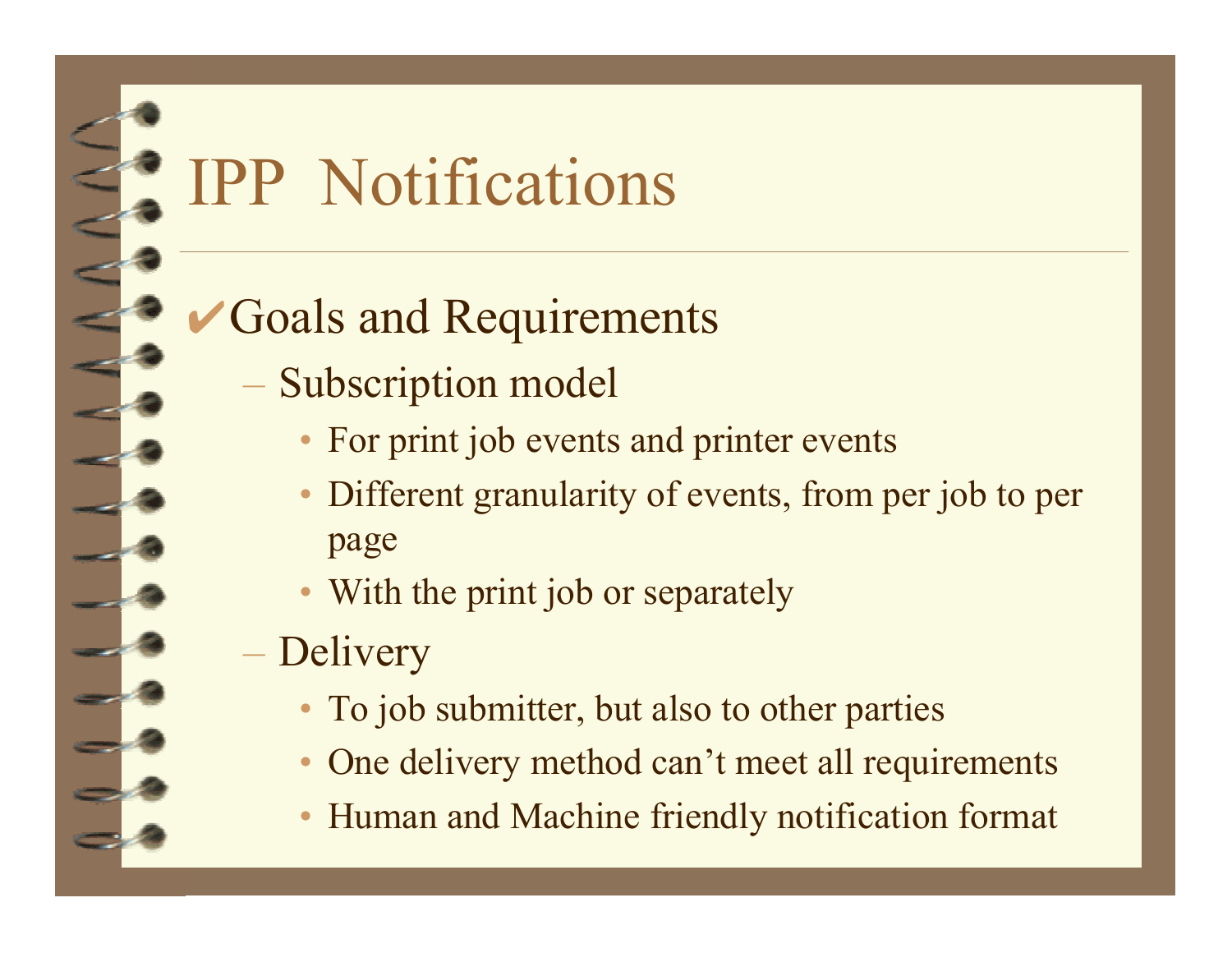# IPP Notifications

- ✔ Goals and Requirements
  - Subscription model
    - For print job events and printer events
    - Different granularity of events, from per job to per page
    - With the print job or separately
  - Delivery
    - To job submitter, but also to other parties
    - One delivery method can't meet all requirements
    - Human and Machine friendly notification format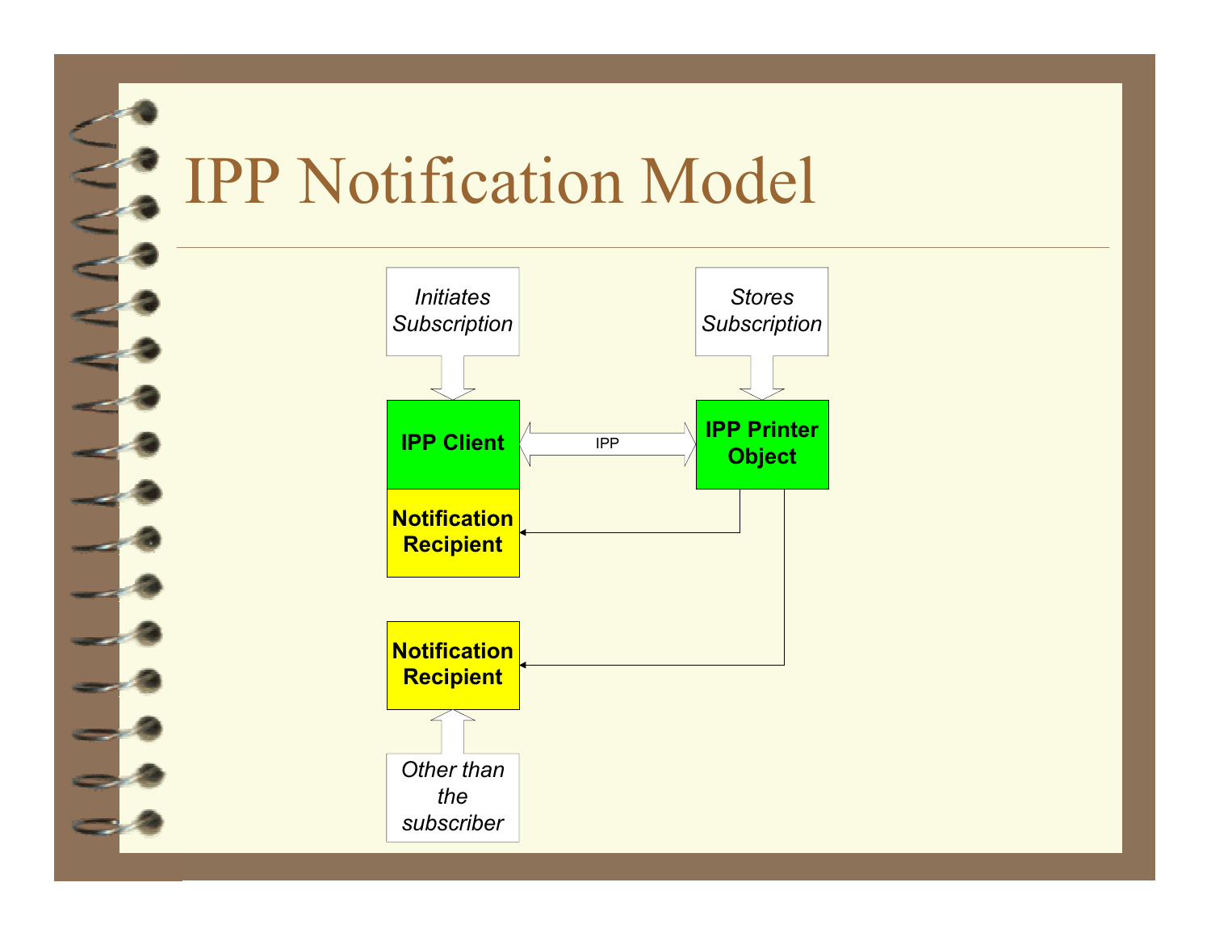# IPP Notification Model

*Initiates Subscription*

**IPP Client**

IPP

**IPP Printer Object**

*Stores Subscription*

**Notification Recipient**

**Notification Recipient**

*Other than the subscriber*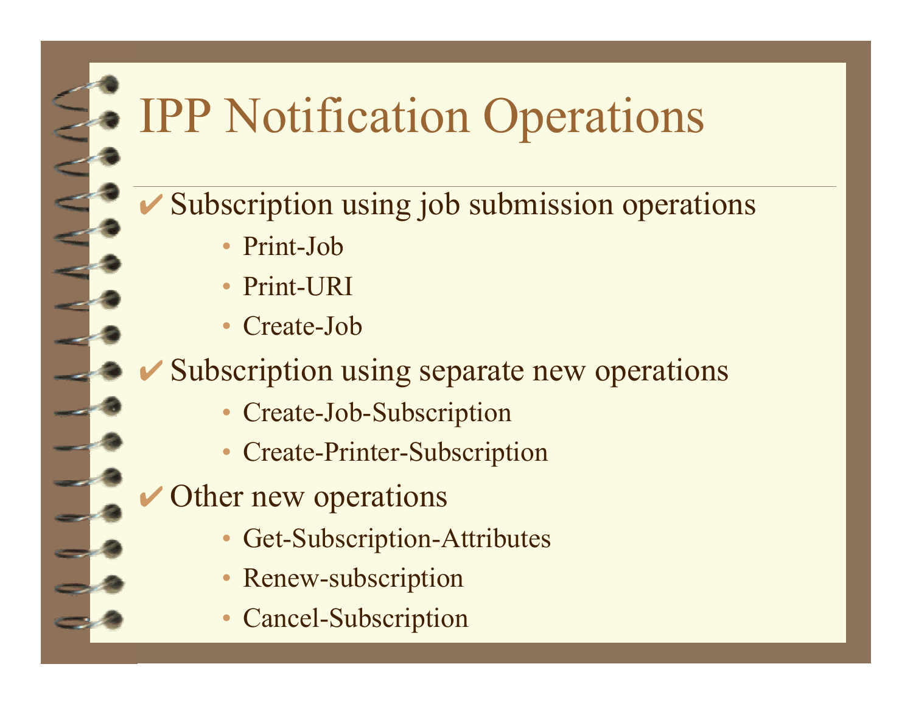# IPP Notification Operations

- ✔ Subscription using job submission operations
  - Print-Job
  - Print-URI
  - Create-Job
- ✔ Subscription using separate new operations
  - Create-Job-Subscription
  - Create-Printer-Subscription
- ✔ Other new operations
  - Get-Subscription-Attributes
  - Renew-subscription
  - Cancel-Subscription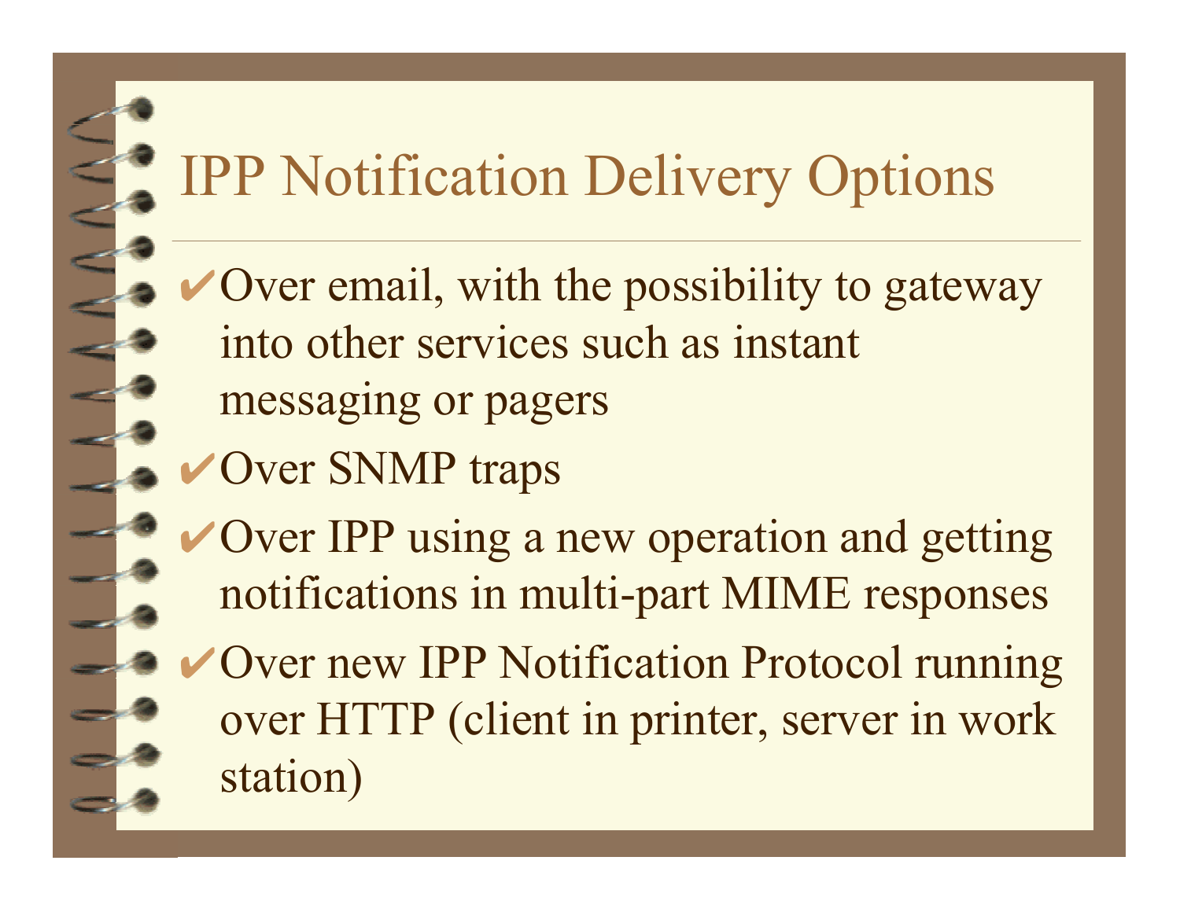# IPP Notification Delivery Options

- Over email, with the possibility to gateway into other services such as instant messaging or pagers
- Over SNMP traps
- Over IPP using a new operation and getting notifications in multi-part MIME responses
- Over new IPP Notification Protocol running over HTTP (client in printer, server in work station)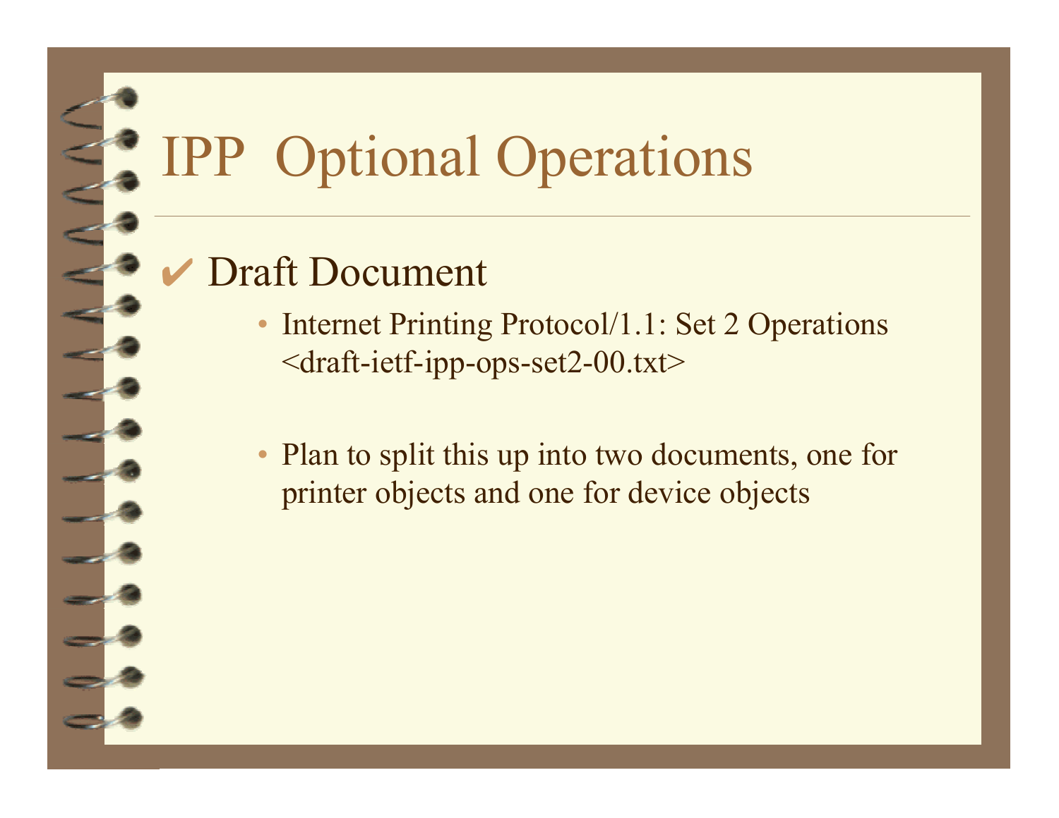# IPP Optional Operations

- ✔ Draft Document
  - Internet Printing Protocol/1.1: Set 2 Operations <draft-ietf-ipp-ops-set2-00.txt>
  - Plan to split this up into two documents, one for printer objects and one for device objects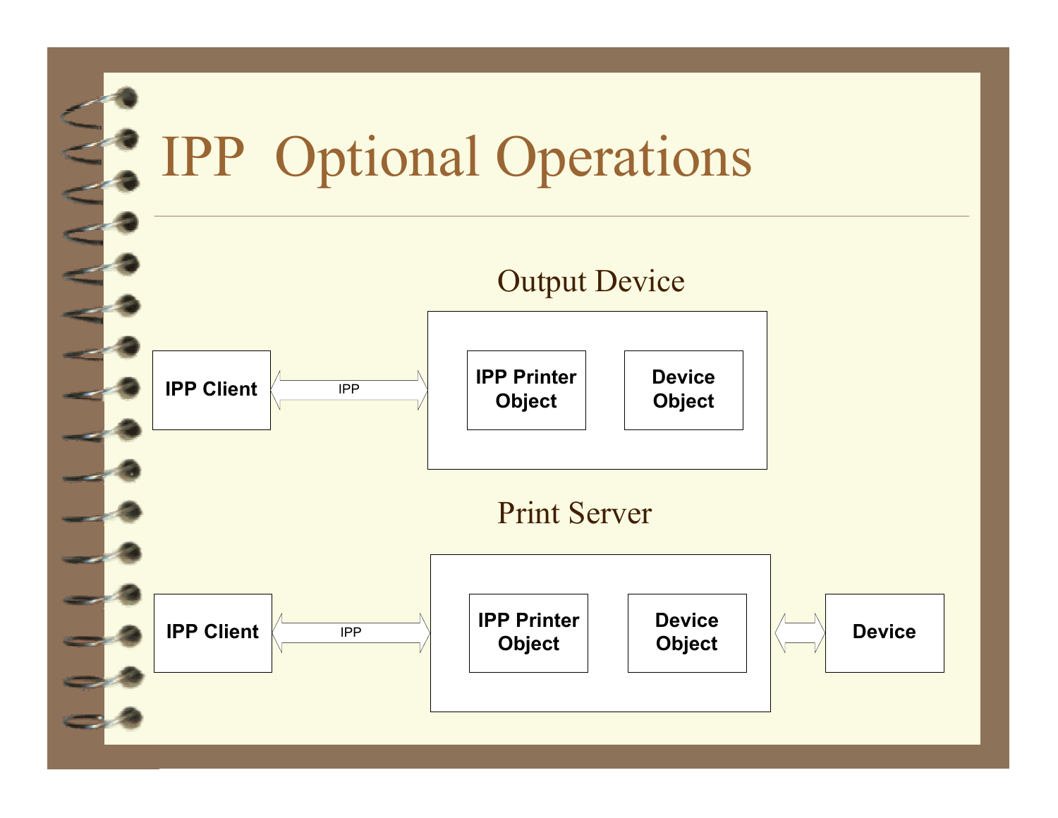# IPP Optional Operations

Output Device

IPP Client ⟷ IPP ⟷ [ IPP Printer Object | Device Object ]

Print Server

IPP Client ⟷ IPP ⟷ [ IPP Printer Object | Device Object ] ⟷ Device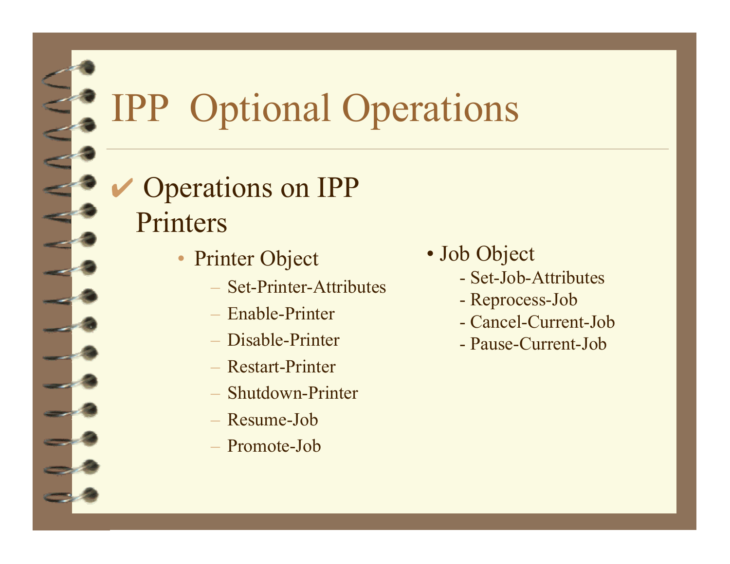# IPP Optional Operations

✔ Operations on IPP Printers

- Printer Object
  - Set-Printer-Attributes
  - Enable-Printer
  - Disable-Printer
  - Restart-Printer
  - Shutdown-Printer
  - Resume-Job
  - Promote-Job
- Job Object
  - Set-Job-Attributes
  - Reprocess-Job
  - Cancel-Current-Job
  - Pause-Current-Job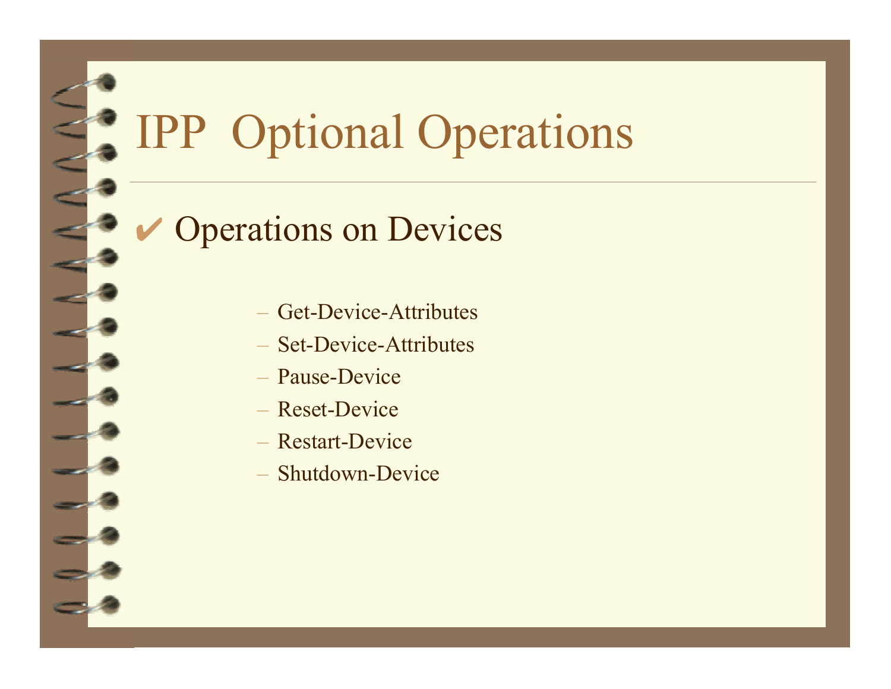# IPP Optional Operations

- Operations on Devices
  - Get-Device-Attributes
  - Set-Device-Attributes
  - Pause-Device
  - Reset-Device
  - Restart-Device
  - Shutdown-Device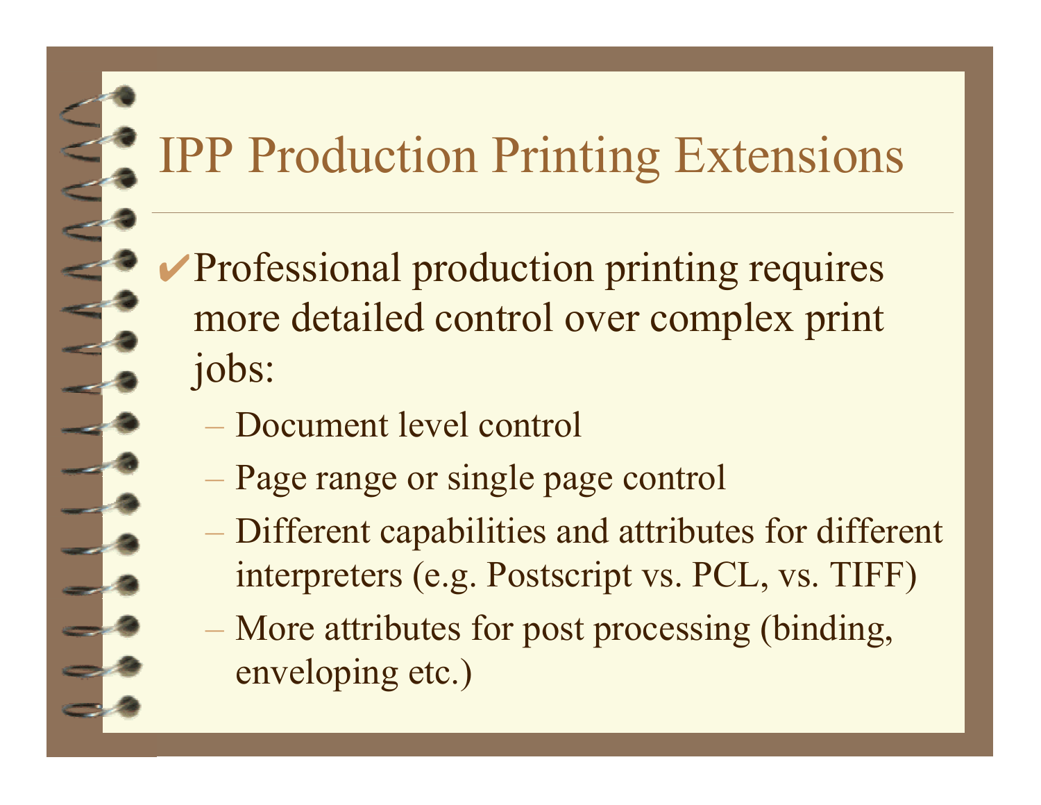# IPP Production Printing Extensions

- ✔Professional production printing requires more detailed control over complex print jobs:
  - Document level control
  - Page range or single page control
  - Different capabilities and attributes for different interpreters (e.g. Postscript vs. PCL, vs. TIFF)
  - More attributes for post processing (binding, enveloping etc.)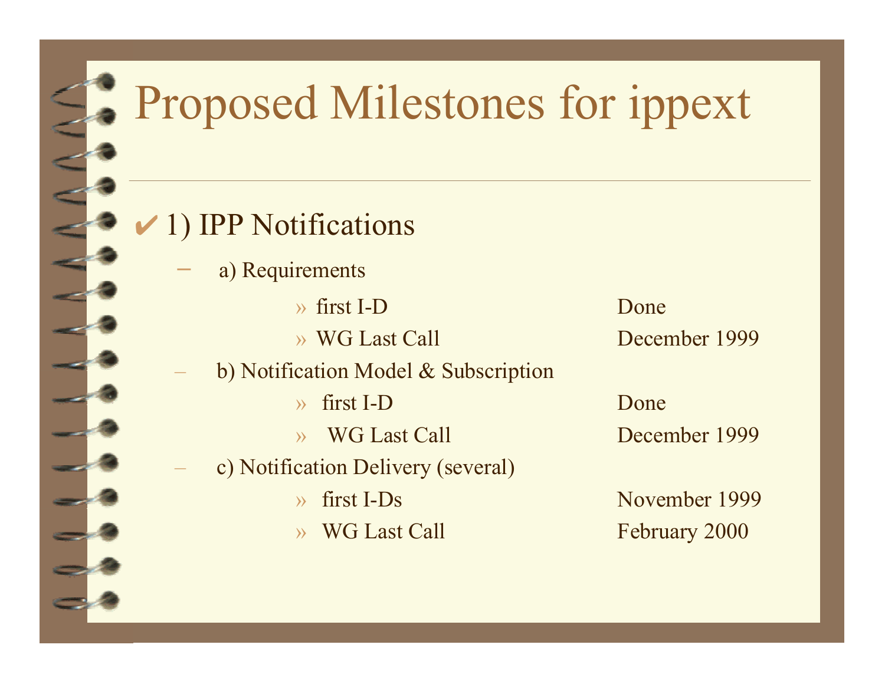# Proposed Milestones for ippext

✔ 1) IPP Notifications

- a) Requirements
  - » first I-D — Done
  - » WG Last Call — December 1999
- b) Notification Model & Subscription
  - » first I-D — Done
  - » WG Last Call — December 1999
- c) Notification Delivery (several)
  - » first I-Ds — November 1999
  - » WG Last Call — February 2000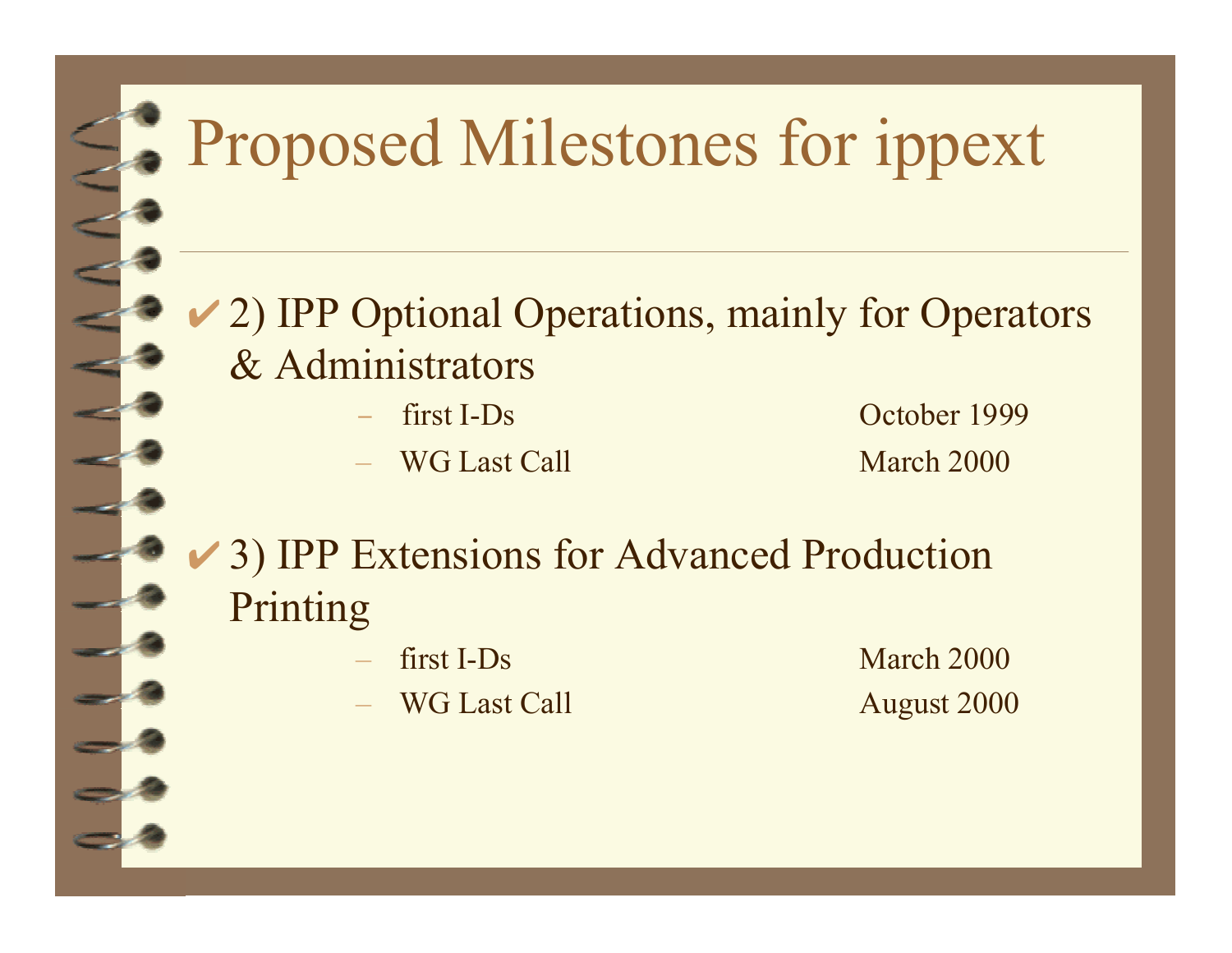# Proposed Milestones for ippext

- 2) IPP Optional Operations, mainly for Operators & Administrators
  - first I-Ds — October 1999
  - WG Last Call — March 2000

- 3) IPP Extensions for Advanced Production Printing
  - first I-Ds — March 2000
  - WG Last Call — August 2000